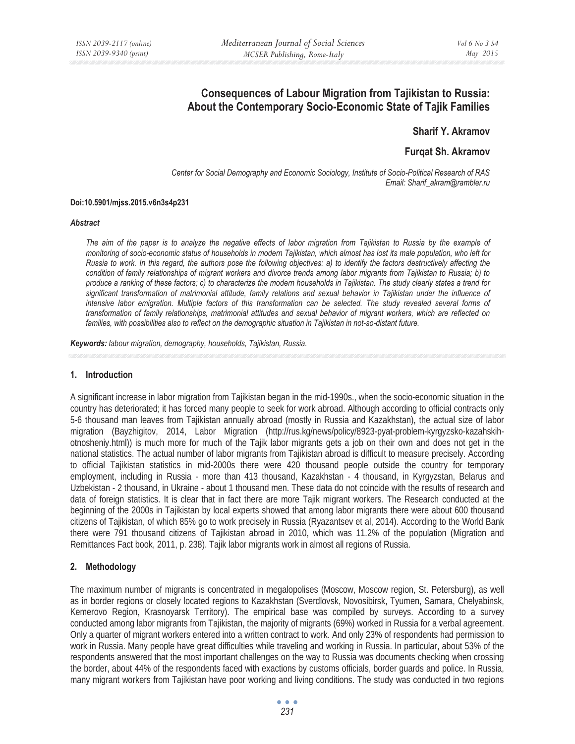# Consequences of Labour Migration from Tajikistan to Russia: About the Contemporary Socio-Economic State of Tajik Families

**Sharif Y. Akramov**

**Furqat Sh. Akramov**

*Center for Social Demography and Economic Sociology, Institute of Socio-Political Research of RAS*
*Email: Sharif_akram@rambler.ru*

**Doi:10.5901/mjss.2015.v6n3s4p231**

### *Abstract*

*The aim of the paper is to analyze the negative effects of labor migration from Tajikistan to Russia by the example of monitoring of socio-economic status of households in modern Tajikistan, which almost has lost its male population, who left for Russia to work. In this regard, the authors pose the following objectives: a) to identify the factors destructively affecting the condition of family relationships of migrant workers and divorce trends among labor migrants from Tajikistan to Russia; b) to produce a ranking of these factors; c) to characterize the modern households in Tajikistan. The study clearly states a trend for significant transformation of matrimonial attitude, family relations and sexual behavior in Tajikistan under the influence of intensive labor emigration. Multiple factors of this transformation can be selected. The study revealed several forms of transformation of family relationships, matrimonial attitudes and sexual behavior of migrant workers, which are reflected on families, with possibilities also to reflect on the demographic situation in Tajikistan in not-so-distant future.*

***Keywords:*** *labour migration, demography, households, Tajikistan, Russia.*

## 1. Introduction

A significant increase in labor migration from Tajikistan began in the mid-1990s., when the socio-economic situation in the country has deteriorated; it has forced many people to seek for work abroad. Although according to official contracts only 5-6 thousand man leaves from Tajikistan annually abroad (mostly in Russia and Kazakhstan), the actual size of labor migration (Bayzhigitov, 2014, Labor Migration (http://rus.kg/news/policy/8923-pyat-problem-kyrgyzsko-kazahskih-otnosheniy.html)) is much more for much of the Tajik labor migrants gets a job on their own and does not get in the national statistics. The actual number of labor migrants from Tajikistan abroad is difficult to measure precisely. According to official Tajikistan statistics in mid-2000s there were 420 thousand people outside the country for temporary employment, including in Russia - more than 413 thousand, Kazakhstan - 4 thousand, in Kyrgyzstan, Belarus and Uzbekistan - 2 thousand, in Ukraine - about 1 thousand men. These data do not coincide with the results of research and data of foreign statistics. It is clear that in fact there are more Tajik migrant workers. The Research conducted at the beginning of the 2000s in Tajikistan by local experts showed that among labor migrants there were about 600 thousand citizens of Tajikistan, of which 85% go to work precisely in Russia (Ryazantsev et al, 2014). According to the World Bank there were 791 thousand citizens of Tajikistan abroad in 2010, which was 11.2% of the population (Migration and Remittances Fact book, 2011, p. 238). Tajik labor migrants work in almost all regions of Russia.

## 2. Methodology

The maximum number of migrants is concentrated in megalopolises (Moscow, Moscow region, St. Petersburg), as well as in border regions or closely located regions to Kazakhstan (Sverdlovsk, Novosibirsk, Tyumen, Samara, Chelyabinsk, Kemerovo Region, Krasnoyarsk Territory). The empirical base was compiled by surveys. According to a survey conducted among labor migrants from Tajikistan, the majority of migrants (69%) worked in Russia for a verbal agreement. Only a quarter of migrant workers entered into a written contract to work. And only 23% of respondents had permission to work in Russia. Many people have great difficulties while traveling and working in Russia. In particular, about 53% of the respondents answered that the most important challenges on the way to Russia was documents checking when crossing the border, about 44% of the respondents faced with exactions by customs officials, border guards and police. In Russia, many migrant workers from Tajikistan have poor working and living conditions. The study was conducted in two regions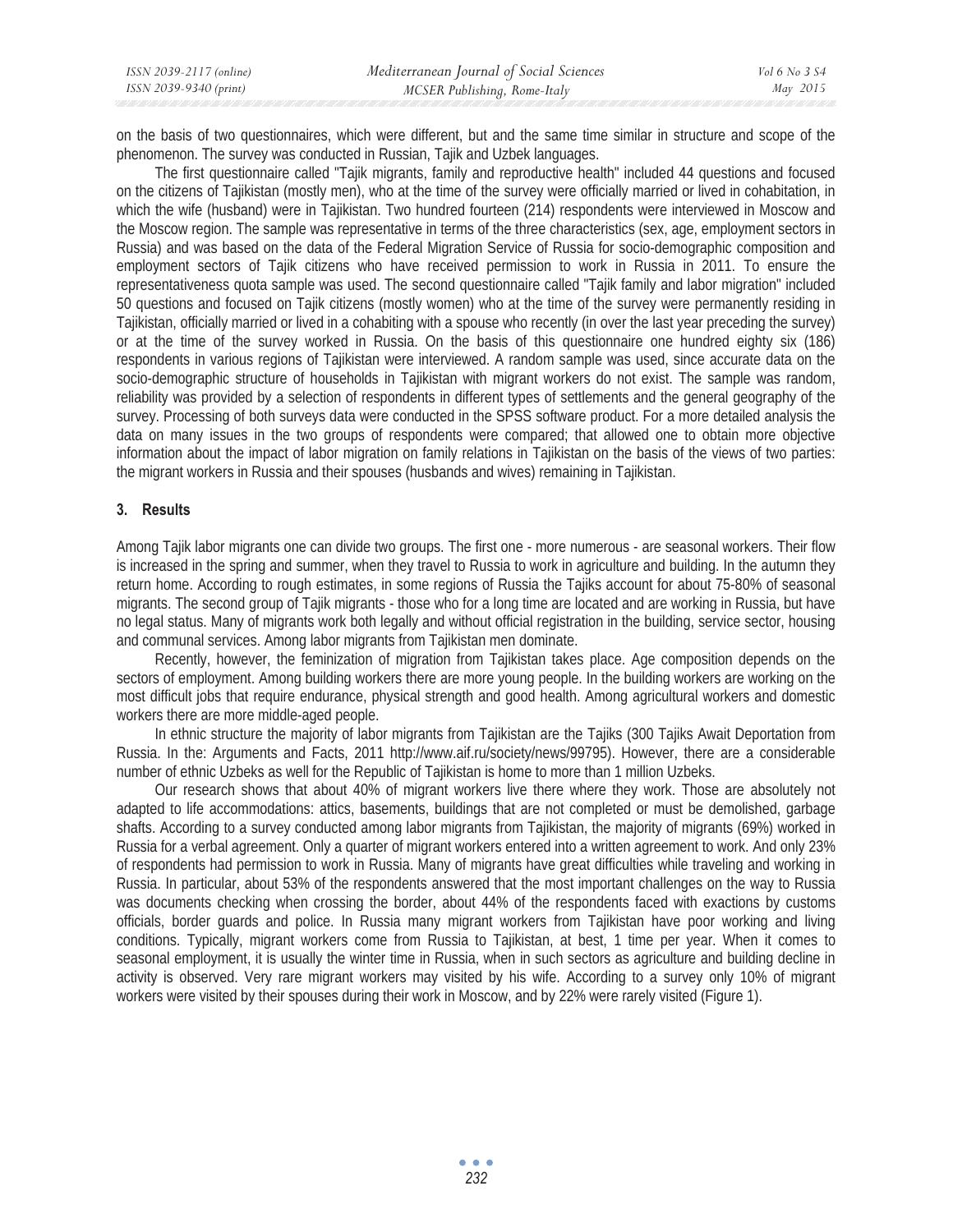on the basis of two questionnaires, which were different, but and the same time similar in structure and scope of the phenomenon. The survey was conducted in Russian, Tajik and Uzbek languages.

The first questionnaire called "Tajik migrants, family and reproductive health" included 44 questions and focused on the citizens of Tajikistan (mostly men), who at the time of the survey were officially married or lived in cohabitation, in which the wife (husband) were in Tajikistan. Two hundred fourteen (214) respondents were interviewed in Moscow and the Moscow region. The sample was representative in terms of the three characteristics (sex, age, employment sectors in Russia) and was based on the data of the Federal Migration Service of Russia for socio-demographic composition and employment sectors of Tajik citizens who have received permission to work in Russia in 2011. To ensure the representativeness quota sample was used. The second questionnaire called "Tajik family and labor migration" included 50 questions and focused on Tajik citizens (mostly women) who at the time of the survey were permanently residing in Tajikistan, officially married or lived in a cohabiting with a spouse who recently (in over the last year preceding the survey) or at the time of the survey worked in Russia. On the basis of this questionnaire one hundred eighty six (186) respondents in various regions of Tajikistan were interviewed. A random sample was used, since accurate data on the socio-demographic structure of households in Tajikistan with migrant workers do not exist. The sample was random, reliability was provided by a selection of respondents in different types of settlements and the general geography of the survey. Processing of both surveys data were conducted in the SPSS software product. For a more detailed analysis the data on many issues in the two groups of respondents were compared; that allowed one to obtain more objective information about the impact of labor migration on family relations in Tajikistan on the basis of the views of two parties: the migrant workers in Russia and their spouses (husbands and wives) remaining in Tajikistan.

## 3. Results

Among Tajik labor migrants one can divide two groups. The first one - more numerous - are seasonal workers. Their flow is increased in the spring and summer, when they travel to Russia to work in agriculture and building. In the autumn they return home. According to rough estimates, in some regions of Russia the Tajiks account for about 75-80% of seasonal migrants. The second group of Tajik migrants - those who for a long time are located and are working in Russia, but have no legal status. Many of migrants work both legally and without official registration in the building, service sector, housing and communal services. Among labor migrants from Tajikistan men dominate.

Recently, however, the feminization of migration from Tajikistan takes place. Age composition depends on the sectors of employment. Among building workers there are more young people. In the building workers are working on the most difficult jobs that require endurance, physical strength and good health. Among agricultural workers and domestic workers there are more middle-aged people.

In ethnic structure the majority of labor migrants from Tajikistan are the Tajiks (300 Tajiks Await Deportation from Russia. In the: Arguments and Facts, 2011 http://www.aif.ru/society/news/99795). However, there are a considerable number of ethnic Uzbeks as well for the Republic of Tajikistan is home to more than 1 million Uzbeks.

Our research shows that about 40% of migrant workers live there where they work. Those are absolutely not adapted to life accommodations: attics, basements, buildings that are not completed or must be demolished, garbage shafts. According to a survey conducted among labor migrants from Tajikistan, the majority of migrants (69%) worked in Russia for a verbal agreement. Only a quarter of migrant workers entered into a written agreement to work. And only 23% of respondents had permission to work in Russia. Many of migrants have great difficulties while traveling and working in Russia. In particular, about 53% of the respondents answered that the most important challenges on the way to Russia was documents checking when crossing the border, about 44% of the respondents faced with exactions by customs officials, border guards and police. In Russia many migrant workers from Tajikistan have poor working and living conditions. Typically, migrant workers come from Russia to Tajikistan, at best, 1 time per year. When it comes to seasonal employment, it is usually the winter time in Russia, when in such sectors as agriculture and building decline in activity is observed. Very rare migrant workers may visited by his wife. According to a survey only 10% of migrant workers were visited by their spouses during their work in Moscow, and by 22% were rarely visited (Figure 1).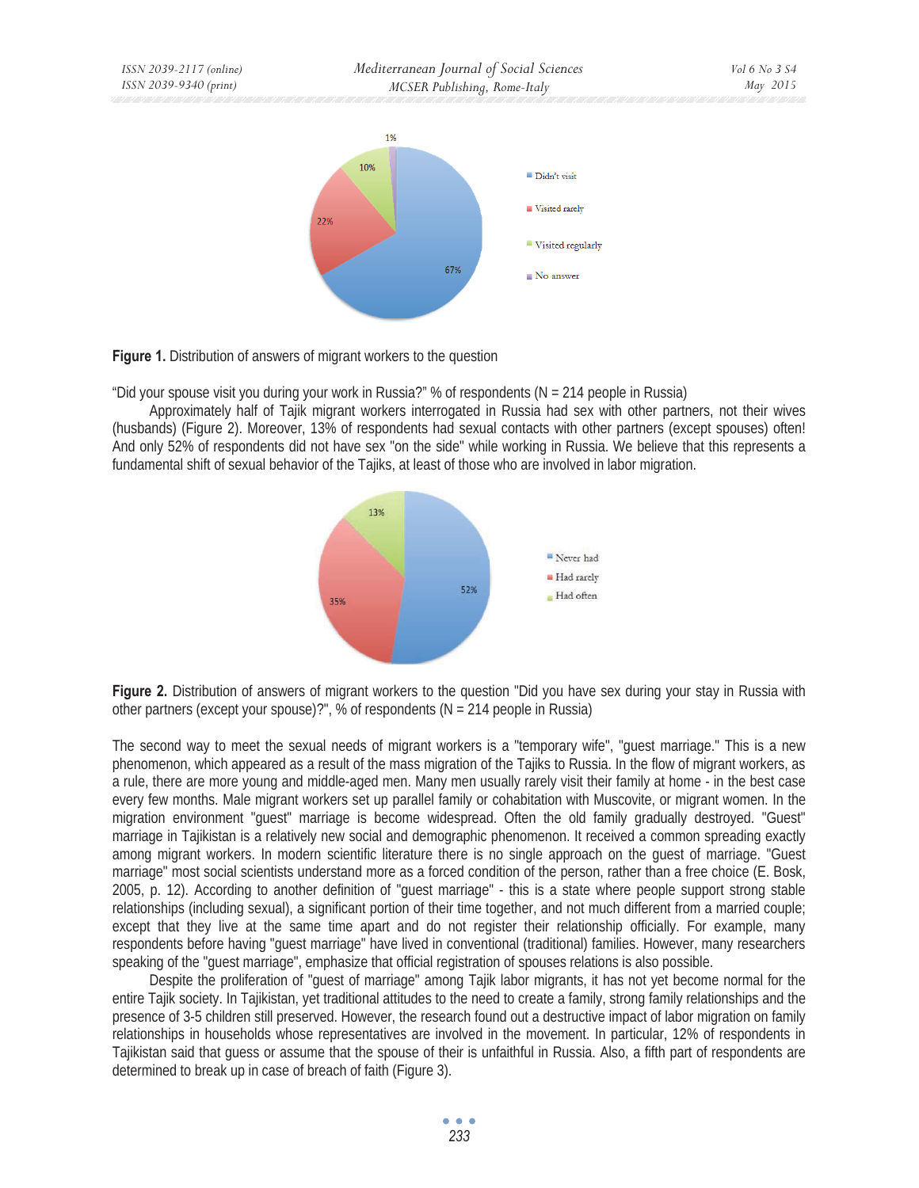1%

10%

22%

67%

Didn't visit

Visited rarely

Visited regularly

No answer

**Figure 1.** Distribution of answers of migrant workers to the question

"Did your spouse visit you during your work in Russia?" % of respondents (N = 214 people in Russia)

Approximately half of Tajik migrant workers interrogated in Russia had sex with other partners, not their wives (husbands) (Figure 2). Moreover, 13% of respondents had sexual contacts with other partners (except spouses) often! And only 52% of respondents did not have sex "on the side" while working in Russia. We believe that this represents a fundamental shift of sexual behavior of the Tajiks, at least of those who are involved in labor migration.

13%

35%

52%

Never had

Had rarely

Had often

**Figure 2.** Distribution of answers of migrant workers to the question "Did you have sex during your stay in Russia with other partners (except your spouse)?", % of respondents (N = 214 people in Russia)

The second way to meet the sexual needs of migrant workers is a "temporary wife", "guest marriage." This is a new phenomenon, which appeared as a result of the mass migration of the Tajiks to Russia. In the flow of migrant workers, as a rule, there are more young and middle-aged men. Many men usually rarely visit their family at home - in the best case every few months. Male migrant workers set up parallel family or cohabitation with Muscovite, or migrant women. In the migration environment "guest" marriage is become widespread. Often the old family gradually destroyed. "Guest" marriage in Tajikistan is a relatively new social and demographic phenomenon. It received a common spreading exactly among migrant workers. In modern scientific literature there is no single approach on the guest of marriage. "Guest marriage" most social scientists understand more as a forced condition of the person, rather than a free choice (E. Bosk, 2005, p. 12). According to another definition of "guest marriage" - this is a state where people support strong stable relationships (including sexual), a significant portion of their time together, and not much different from a married couple; except that they live at the same time apart and do not register their relationship officially. For example, many respondents before having "guest marriage" have lived in conventional (traditional) families. However, many researchers speaking of the "guest marriage", emphasize that official registration of spouses relations is also possible.

Despite the proliferation of "guest of marriage" among Tajik labor migrants, it has not yet become normal for the entire Tajik society. In Tajikistan, yet traditional attitudes to the need to create a family, strong family relationships and the presence of 3-5 children still preserved. However, the research found out a destructive impact of labor migration on family relationships in households whose representatives are involved in the movement. In particular, 12% of respondents in Tajikistan said that guess or assume that the spouse of their is unfaithful in Russia. Also, a fifth part of respondents are determined to break up in case of breach of faith (Figure 3).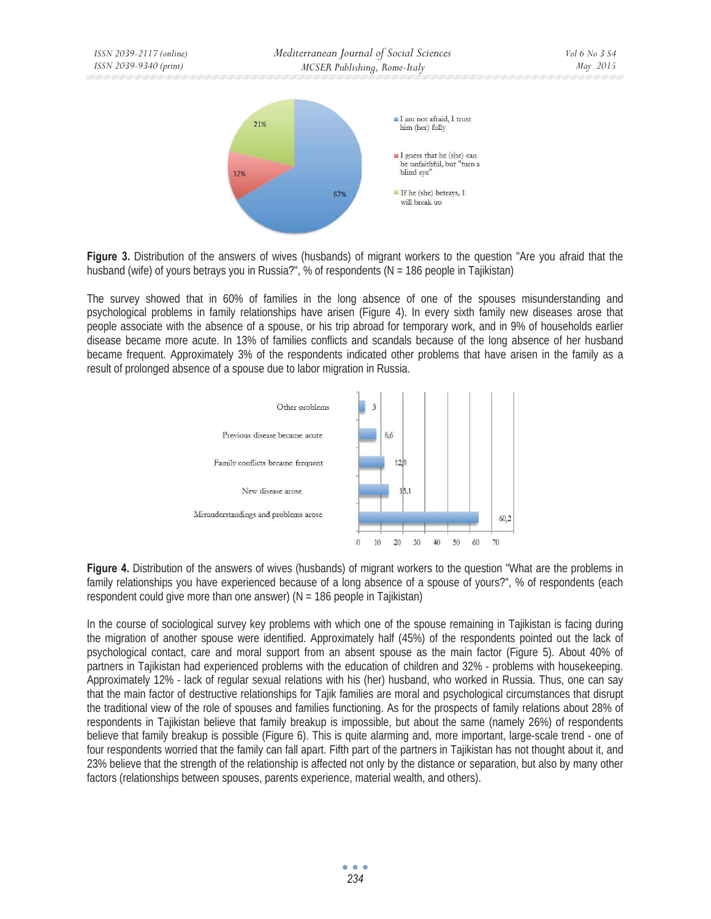**Figure 3.** Distribution of the answers of wives (husbands) of migrant workers to the question "Are you afraid that the husband (wife) of yours betrays you in Russia?", % of respondents (N = 186 people in Tajikistan)

The survey showed that in 60% of families in the long absence of one of the spouses misunderstanding and psychological problems in family relationships have arisen (Figure 4). In every sixth family new diseases arose that people associate with the absence of a spouse, or his trip abroad for temporary work, and in 9% of households earlier disease became more acute. In 13% of families conflicts and scandals because of the long absence of her husband became frequent. Approximately 3% of the respondents indicated other problems that have arisen in the family as a result of prolonged absence of a spouse due to labor migration in Russia.

**Figure 4.** Distribution of the answers of wives (husbands) of migrant workers to the question "What are the problems in family relationships you have experienced because of a long absence of a spouse of yours?", % of respondents (each respondent could give more than one answer) (N = 186 people in Tajikistan)

In the course of sociological survey key problems with which one of the spouse remaining in Tajikistan is facing during the migration of another spouse were identified. Approximately half (45%) of the respondents pointed out the lack of psychological contact, care and moral support from an absent spouse as the main factor (Figure 5). About 40% of partners in Tajikistan had experienced problems with the education of children and 32% - problems with housekeeping. Approximately 12% - lack of regular sexual relations with his (her) husband, who worked in Russia. Thus, one can say that the main factor of destructive relationships for Tajik families are moral and psychological circumstances that disrupt the traditional view of the role of spouses and families functioning. As for the prospects of family relations about 28% of respondents in Tajikistan believe that family breakup is impossible, but about the same (namely 26%) of respondents believe that family breakup is possible (Figure 6). This is quite alarming and, more important, large-scale trend - one of four respondents worried that the family can fall apart. Fifth part of the partners in Tajikistan has not thought about it, and 23% believe that the strength of the relationship is affected not only by the distance or separation, but also by many other factors (relationships between spouses, parents experience, material wealth, and others).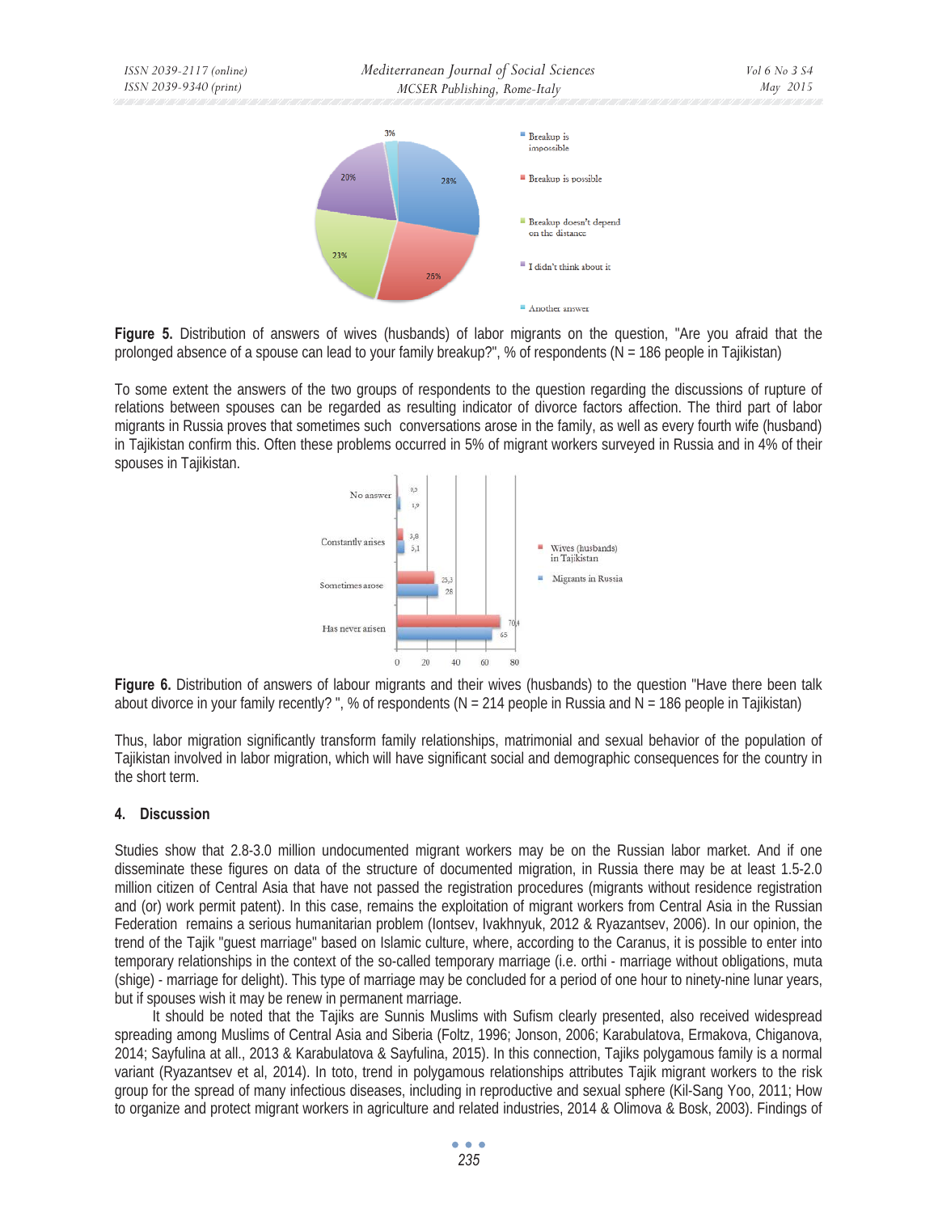Figure 5. Distribution of answers of wives (husbands) of labor migrants on the question, "Are you afraid that the prolonged absence of a spouse can lead to your family breakup?", % of respondents (N = 186 people in Tajikistan)

To some extent the answers of the two groups of respondents to the question regarding the discussions of rupture of relations between spouses can be regarded as resulting indicator of divorce factors affection. The third part of labor migrants in Russia proves that sometimes such conversations arose in the family, as well as every fourth wife (husband) in Tajikistan confirm this. Often these problems occurred in 5% of migrant workers surveyed in Russia and in 4% of their spouses in Tajikistan.

Figure 6. Distribution of answers of labour migrants and their wives (husbands) to the question "Have there been talk about divorce in your family recently? ", % of respondents (N = 214 people in Russia and N = 186 people in Tajikistan)

Thus, labor migration significantly transform family relationships, matrimonial and sexual behavior of the population of Tajikistan involved in labor migration, which will have significant social and demographic consequences for the country in the short term.

## 4. Discussion

Studies show that 2.8-3.0 million undocumented migrant workers may be on the Russian labor market. And if one disseminate these figures on data of the structure of documented migration, in Russia there may be at least 1.5-2.0 million citizen of Central Asia that have not passed the registration procedures (migrants without residence registration and (or) work permit patent). In this case, remains the exploitation of migrant workers from Central Asia in the Russian Federation remains a serious humanitarian problem (Iontsev, Ivakhnyuk, 2012 & Ryazantsev, 2006). In our opinion, the trend of the Tajik "guest marriage" based on Islamic culture, where, according to the Caranus, it is possible to enter into temporary relationships in the context of the so-called temporary marriage (i.e. orthi - marriage without obligations, muta (shige) - marriage for delight). This type of marriage may be concluded for a period of one hour to ninety-nine lunar years, but if spouses wish it may be renew in permanent marriage.

It should be noted that the Tajiks are Sunnis Muslims with Sufism clearly presented, also received widespread spreading among Muslims of Central Asia and Siberia (Foltz, 1996; Jonson, 2006; Karabulatova, Ermakova, Chiganova, 2014; Sayfulina at all., 2013 & Karabulatova & Sayfulina, 2015). In this connection, Tajiks polygamous family is a normal variant (Ryazantsev et al, 2014). In toto, trend in polygamous relationships attributes Tajik migrant workers to the risk group for the spread of many infectious diseases, including in reproductive and sexual sphere (Kil-Sang Yoo, 2011; How to organize and protect migrant workers in agriculture and related industries, 2014 & Olimova & Bosk, 2003). Findings of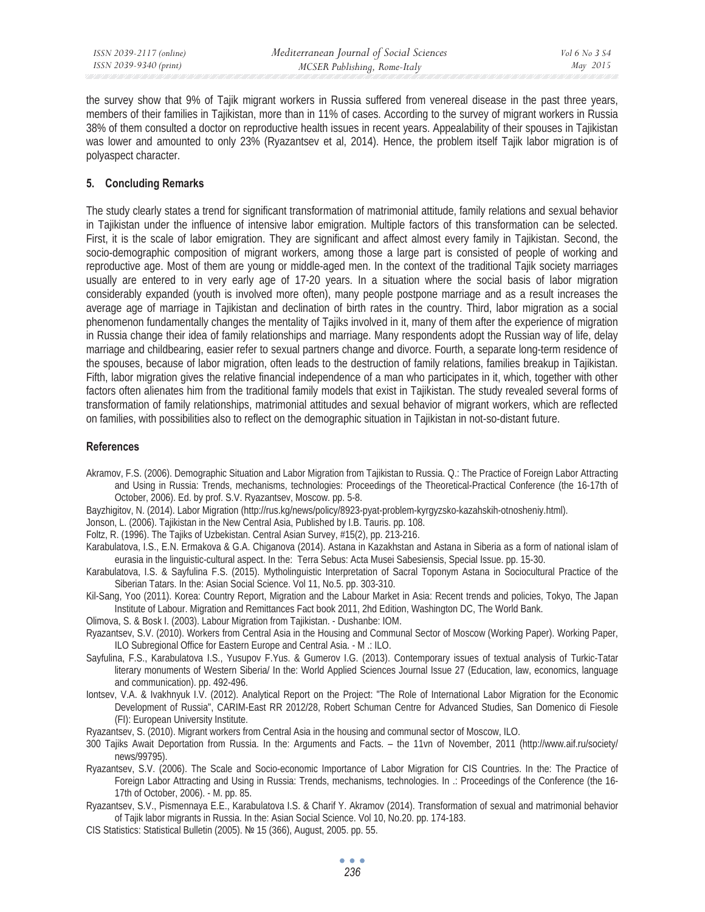the survey show that 9% of Tajik migrant workers in Russia suffered from venereal disease in the past three years, members of their families in Tajikistan, more than in 11% of cases. According to the survey of migrant workers in Russia 38% of them consulted a doctor on reproductive health issues in recent years. Appealability of their spouses in Tajikistan was lower and amounted to only 23% (Ryazantsev et al, 2014). Hence, the problem itself Tajik labor migration is of polyaspect character.

## 5. Concluding Remarks

The study clearly states a trend for significant transformation of matrimonial attitude, family relations and sexual behavior in Tajikistan under the influence of intensive labor emigration. Multiple factors of this transformation can be selected. First, it is the scale of labor emigration. They are significant and affect almost every family in Tajikistan. Second, the socio-demographic composition of migrant workers, among those a large part is consisted of people of working and reproductive age. Most of them are young or middle-aged men. In the context of the traditional Tajik society marriages usually are entered to in very early age of 17-20 years. In a situation where the social basis of labor migration considerably expanded (youth is involved more often), many people postpone marriage and as a result increases the average age of marriage in Tajikistan and declination of birth rates in the country. Third, labor migration as a social phenomenon fundamentally changes the mentality of Tajiks involved in it, many of them after the experience of migration in Russia change their idea of family relationships and marriage. Many respondents adopt the Russian way of life, delay marriage and childbearing, easier refer to sexual partners change and divorce. Fourth, a separate long-term residence of the spouses, because of labor migration, often leads to the destruction of family relations, families breakup in Tajikistan. Fifth, labor migration gives the relative financial independence of a man who participates in it, which, together with other factors often alienates him from the traditional family models that exist in Tajikistan. The study revealed several forms of transformation of family relationships, matrimonial attitudes and sexual behavior of migrant workers, which are reflected on families, with possibilities also to reflect on the demographic situation in Tajikistan in not-so-distant future.

## References

Akramov, F.S. (2006). Demographic Situation and Labor Migration from Tajikistan to Russia. Q.: The Practice of Foreign Labor Attracting and Using in Russia: Trends, mechanisms, technologies: Proceedings of the Theoretical-Practical Conference (the 16-17th of October, 2006). Ed. by prof. S.V. Ryazantsev, Moscow. pp. 5-8.

Bayzhigitov, N. (2014). Labor Migration (http://rus.kg/news/policy/8923-pyat-problem-kyrgyzsko-kazahskih-otnosheniy.html).

Jonson, L. (2006). Tajikistan in the New Central Asia, Published by I.B. Tauris. pp. 108.

Foltz, R. (1996). The Tajiks of Uzbekistan. Central Asian Survey, #15(2), pp. 213-216.

Karabulatova, I.S., E.N. Ermakova & G.A. Chiganova (2014). Astana in Kazakhstan and Astana in Siberia as a form of national islam of eurasia in the linguistic-cultural aspect. In the: Terra Sebus: Acta Musei Sabesiensis, Special Issue. pp. 15-30.

Karabulatova, I.S. & Sayfulina F.S. (2015). Mytholinguistic Interpretation of Sacral Toponym Astana in Sociocultural Practice of the Siberian Tatars. In the: Asian Social Science. Vol 11, No.5. pp. 303-310.

Kil-Sang, Yoo (2011). Korea: Country Report, Migration and the Labour Market in Asia: Recent trends and policies, Tokyo, The Japan Institute of Labour. Migration and Remittances Fact book 2011, 2hd Edition, Washington DC, The World Bank.

Olimova, S. & Bosk I. (2003). Labour Migration from Tajikistan. - Dushanbe: IOM.

Ryazantsev, S.V. (2010). Workers from Central Asia in the Housing and Communal Sector of Moscow (Working Paper). Working Paper, ILO Subregional Office for Eastern Europe and Central Asia. - M .: ILO.

Sayfulina, F.S., Karabulatova I.S., Yusupov F.Yus. & Gumerov I.G. (2013). Contemporary issues of textual analysis of Turkic-Tatar literary monuments of Western Siberia/ In the: World Applied Sciences Journal Issue 27 (Education, law, economics, language and communication). pp. 492-496.

Iontsev, V.A. & Ivakhnyuk I.V. (2012). Analytical Report on the Project: "The Role of International Labor Migration for the Economic Development of Russia", CARIM-East RR 2012/28, Robert Schuman Centre for Advanced Studies, San Domenico di Fiesole (FI): European University Institute.

Ryazantsev, S. (2010). Migrant workers from Central Asia in the housing and communal sector of Moscow, ILO.

300 Tajiks Await Deportation from Russia. In the: Arguments and Facts. – the 11vn of November, 2011 (http://www.aif.ru/society/news/99795).

Ryazantsev, S.V. (2006). The Scale and Socio-economic Importance of Labor Migration for CIS Countries. In the: The Practice of Foreign Labor Attracting and Using in Russia: Trends, mechanisms, technologies. In .: Proceedings of the Conference (the 16-17th of October, 2006). - M. pp. 85.

Ryazantsev, S.V., Pismennaya E.E., Karabulatova I.S. & Charif Y. Akramov (2014). Transformation of sexual and matrimonial behavior of Tajik labor migrants in Russia. In the: Asian Social Science. Vol 10, No.20. pp. 174-183.

CIS Statistics: Statistical Bulletin (2005). № 15 (366), August, 2005. pp. 55.